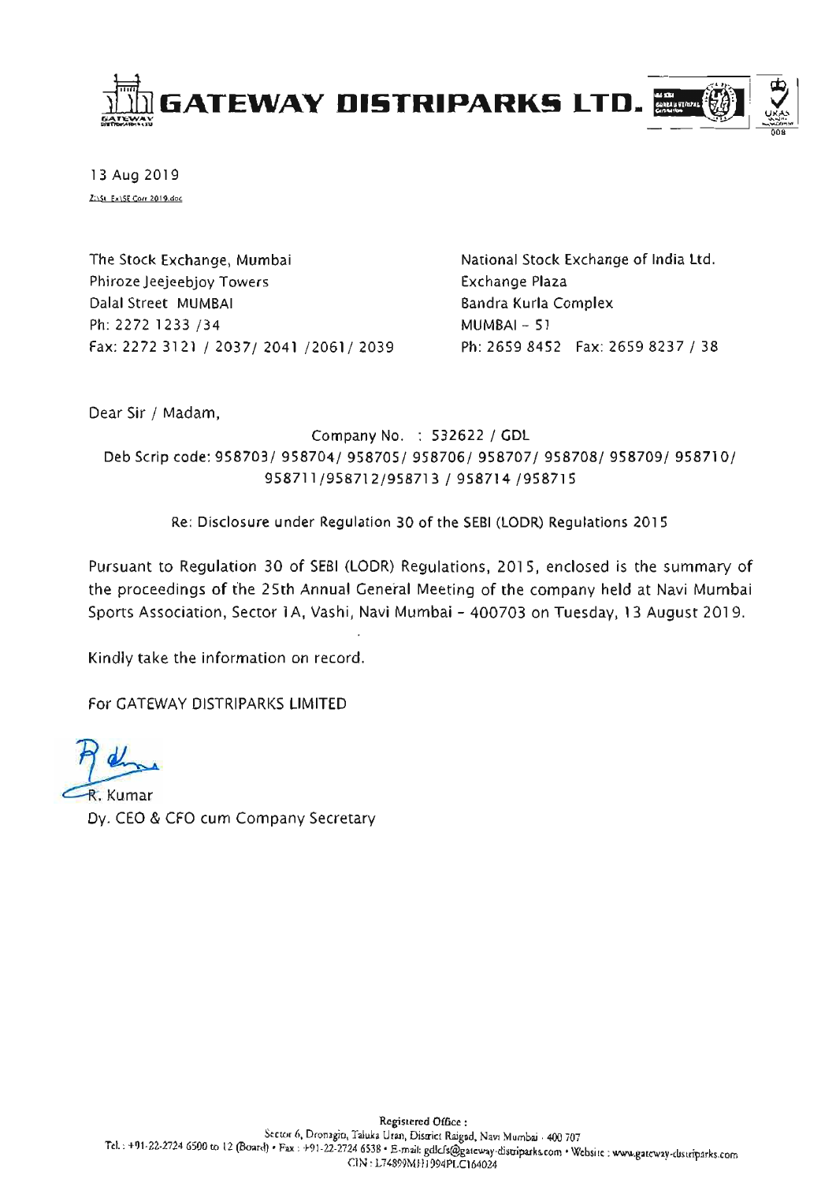# GATEWAY DISTRIPARKS LTD.

13 Aug 2019

Z:\SE Ex\SE Corr 2019.doc

The Stock Exchange, Mumbai
Phiroze Jeejeebjoy Towers
Dalal Street MUMBAI
Ph: 2272 1233 /34
Fax: 2272 3121 / 2037/ 2041 /2061/ 2039

National Stock Exchange of India Ltd.
Exchange Plaza
Bandra Kurla Complex
MUMBAI – 51
Ph: 2659 8452 Fax: 2659 8237 / 38

Dear Sir / Madam,

Company No. : 532622 / GDL
Deb Scrip code: 958703/ 958704/ 958705/ 958706/ 958707/ 958708/ 958709/ 958710/ 958711/958712/958713 / 958714 /958715

Re: Disclosure under Regulation 30 of the SEBI (LODR) Regulations 2015

Pursuant to Regulation 30 of SEBI (LODR) Regulations, 2015, enclosed is the summary of the proceedings of the 25th Annual General Meeting of the company held at Navi Mumbai Sports Association, Sector 1A, Vashi, Navi Mumbai - 400703 on Tuesday, 13 August 2019.

Kindly take the information on record.

For GATEWAY DISTRIPARKS LIMITED

R. Kumar
Dy. CEO & CFO cum Company Secretary

Registered Office :
Sector 6, Dronagiri, Taluka Uran, District Raigad, Navi Mumbai - 400 707
Tel.: +91-22-2724 6500 to 12 (Board) • Fax : +91-22-2724 6538 • E-mail: gdlcfs@gateway-distriparks.com • Website : www.gateway-distriparks.com
CIN : L74899MH1994PLC164024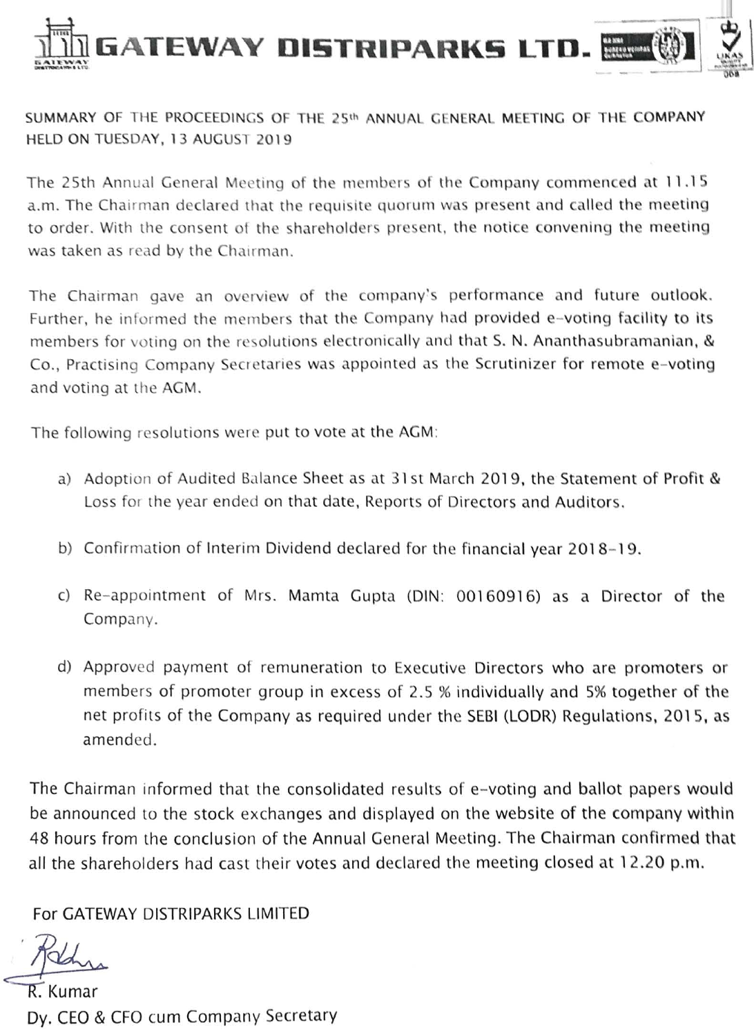# GATEWAY DISTRIPARKS LTD.

SUMMARY OF THE PROCEEDINGS OF THE 25th ANNUAL GENERAL MEETING OF THE COMPANY HELD ON TUESDAY, 13 AUGUST 2019

The 25th Annual General Meeting of the members of the Company commenced at 11.15 a.m. The Chairman declared that the requisite quorum was present and called the meeting to order. With the consent of the shareholders present, the notice convening the meeting was taken as read by the Chairman.

The Chairman gave an overview of the company's performance and future outlook. Further, he informed the members that the Company had provided e-voting facility to its members for voting on the resolutions electronically and that S. N. Ananthasubramanian, & Co., Practising Company Secretaries was appointed as the Scrutinizer for remote e-voting and voting at the AGM.

The following resolutions were put to vote at the AGM:

a) Adoption of Audited Balance Sheet as at 31st March 2019, the Statement of Profit & Loss for the year ended on that date, Reports of Directors and Auditors.

b) Confirmation of Interim Dividend declared for the financial year 2018-19.

c) Re-appointment of Mrs. Mamta Gupta (DIN: 00160916) as a Director of the Company.

d) Approved payment of remuneration to Executive Directors who are promoters or members of promoter group in excess of 2.5 % individually and 5% together of the net profits of the Company as required under the SEBI (LODR) Regulations, 2015, as amended.

The Chairman informed that the consolidated results of e-voting and ballot papers would be announced to the stock exchanges and displayed on the website of the company within 48 hours from the conclusion of the Annual General Meeting. The Chairman confirmed that all the shareholders had cast their votes and declared the meeting closed at 12.20 p.m.

For GATEWAY DISTRIPARKS LIMITED

R. Kumar
Dy. CEO & CFO cum Company Secretary